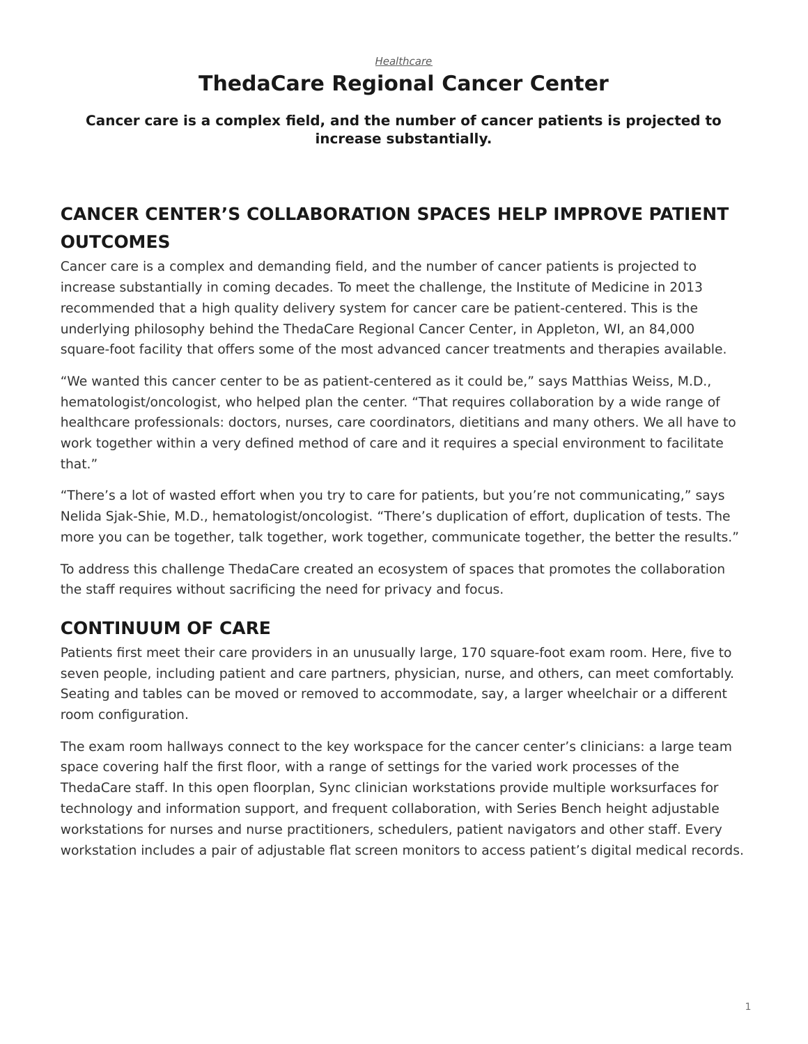*Healthcare*

# ThedaCare Regional Cancer Center

**Cancer care is a complex field, and the number of cancer patients is projected to increase substantially.**

## CANCER CENTER'S COLLABORATION SPACES HELP IMPROVE PATIENT OUTCOMES

Cancer care is a complex and demanding field, and the number of cancer patients is projected to increase substantially in coming decades. To meet the challenge, the Institute of Medicine in 2013 recommended that a high quality delivery system for cancer care be patient-centered. This is the underlying philosophy behind the ThedaCare Regional Cancer Center, in Appleton, WI, an 84,000 square-foot facility that offers some of the most advanced cancer treatments and therapies available.

"We wanted this cancer center to be as patient-centered as it could be," says Matthias Weiss, M.D., hematologist/oncologist, who helped plan the center. "That requires collaboration by a wide range of healthcare professionals: doctors, nurses, care coordinators, dietitians and many others. We all have to work together within a very defined method of care and it requires a special environment to facilitate that."

"There's a lot of wasted effort when you try to care for patients, but you're not communicating," says Nelida Sjak-Shie, M.D., hematologist/oncologist. "There's duplication of effort, duplication of tests. The more you can be together, talk together, work together, communicate together, the better the results."

To address this challenge ThedaCare created an ecosystem of spaces that promotes the collaboration the staff requires without sacrificing the need for privacy and focus.

## CONTINUUM OF CARE

Patients first meet their care providers in an unusually large, 170 square-foot exam room. Here, five to seven people, including patient and care partners, physician, nurse, and others, can meet comfortably. Seating and tables can be moved or removed to accommodate, say, a larger wheelchair or a different room configuration.

The exam room hallways connect to the key workspace for the cancer center's clinicians: a large team space covering half the first floor, with a range of settings for the varied work processes of the ThedaCare staff. In this open floorplan, Sync clinician workstations provide multiple worksurfaces for technology and information support, and frequent collaboration, with Series Bench height adjustable workstations for nurses and nurse practitioners, schedulers, patient navigators and other staff. Every workstation includes a pair of adjustable flat screen monitors to access patient's digital medical records.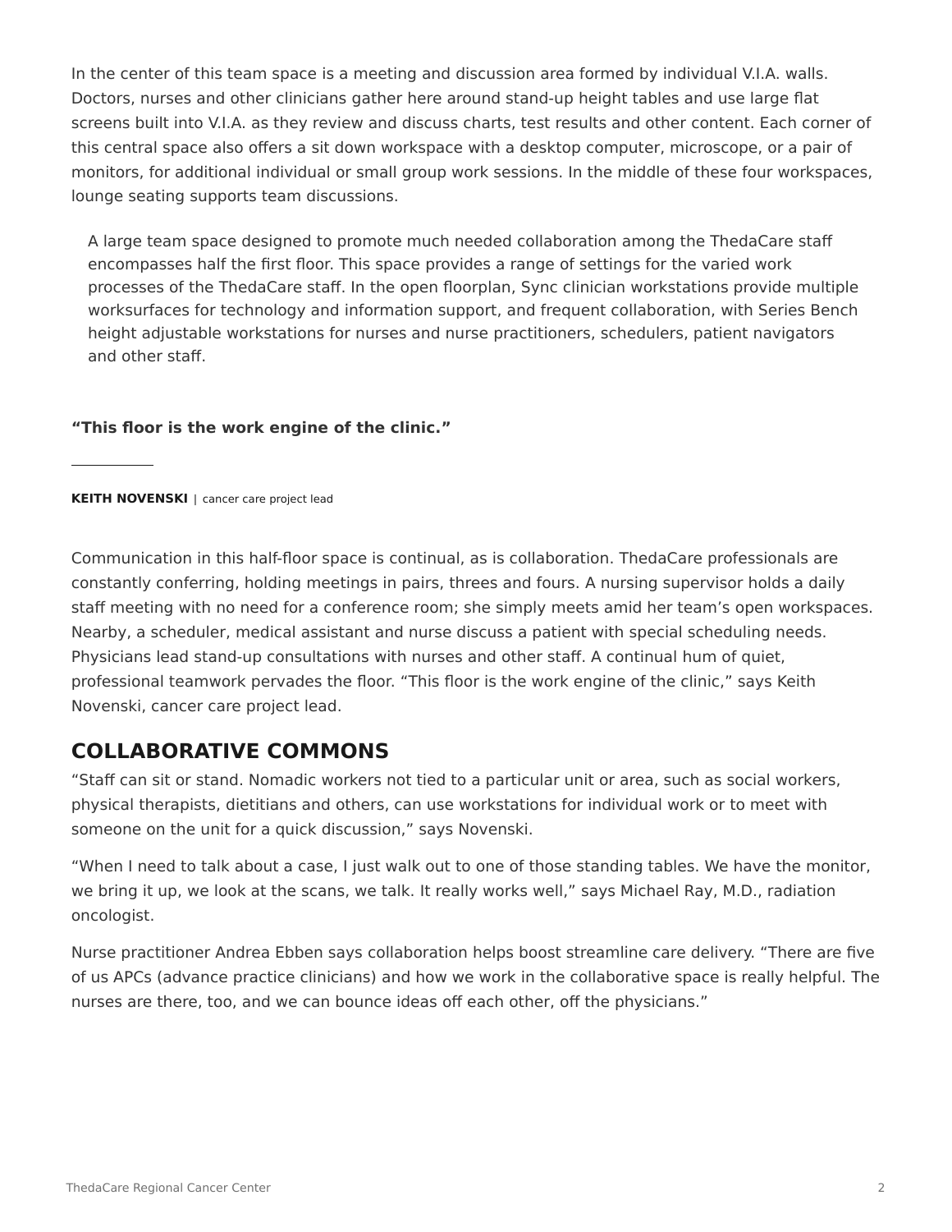In the center of this team space is a meeting and discussion area formed by individual V.I.A. walls. Doctors, nurses and other clinicians gather here around stand-up height tables and use large flat screens built into V.I.A. as they review and discuss charts, test results and other content. Each corner of this central space also offers a sit down workspace with a desktop computer, microscope, or a pair of monitors, for additional individual or small group work sessions. In the middle of these four workspaces, lounge seating supports team discussions.

A large team space designed to promote much needed collaboration among the ThedaCare staff encompasses half the first floor. This space provides a range of settings for the varied work processes of the ThedaCare staff. In the open floorplan, Sync clinician workstations provide multiple worksurfaces for technology and information support, and frequent collaboration, with Series Bench height adjustable workstations for nurses and nurse practitioners, schedulers, patient navigators and other staff.

**“This floor is the work engine of the clinic.”**

---

**KEITH NOVENSKI** | cancer care project lead

Communication in this half-floor space is continual, as is collaboration. ThedaCare professionals are constantly conferring, holding meetings in pairs, threes and fours. A nursing supervisor holds a daily staff meeting with no need for a conference room; she simply meets amid her team’s open workspaces. Nearby, a scheduler, medical assistant and nurse discuss a patient with special scheduling needs. Physicians lead stand-up consultations with nurses and other staff. A continual hum of quiet, professional teamwork pervades the floor. “This floor is the work engine of the clinic,” says Keith Novenski, cancer care project lead.

## COLLABORATIVE COMMONS

“Staff can sit or stand. Nomadic workers not tied to a particular unit or area, such as social workers, physical therapists, dietitians and others, can use workstations for individual work or to meet with someone on the unit for a quick discussion,” says Novenski.

“When I need to talk about a case, I just walk out to one of those standing tables. We have the monitor, we bring it up, we look at the scans, we talk. It really works well,” says Michael Ray, M.D., radiation oncologist.

Nurse practitioner Andrea Ebben says collaboration helps boost streamline care delivery. “There are five of us APCs (advance practice clinicians) and how we work in the collaborative space is really helpful. The nurses are there, too, and we can bounce ideas off each other, off the physicians.”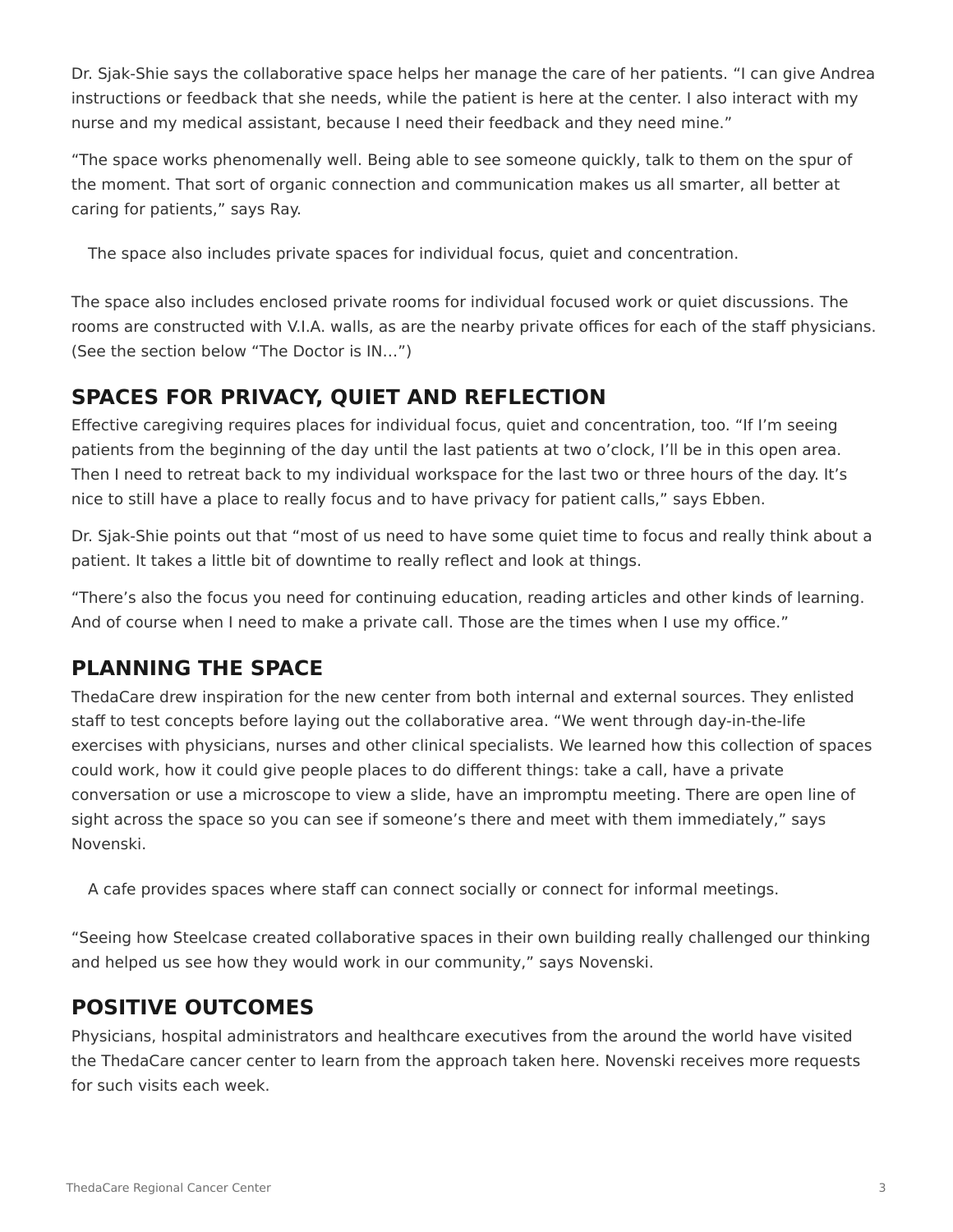Dr. Sjak-Shie says the collaborative space helps her manage the care of her patients. “I can give Andrea instructions or feedback that she needs, while the patient is here at the center. I also interact with my nurse and my medical assistant, because I need their feedback and they need mine.”

“The space works phenomenally well. Being able to see someone quickly, talk to them on the spur of the moment. That sort of organic connection and communication makes us all smarter, all better at caring for patients,” says Ray.

The space also includes private spaces for individual focus, quiet and concentration.

The space also includes enclosed private rooms for individual focused work or quiet discussions. The rooms are constructed with V.I.A. walls, as are the nearby private offices for each of the staff physicians. (See the section below “The Doctor is IN…”)

## SPACES FOR PRIVACY, QUIET AND REFLECTION

Effective caregiving requires places for individual focus, quiet and concentration, too. “If I’m seeing patients from the beginning of the day until the last patients at two o’clock, I’ll be in this open area. Then I need to retreat back to my individual workspace for the last two or three hours of the day. It’s nice to still have a place to really focus and to have privacy for patient calls,” says Ebben.

Dr. Sjak-Shie points out that “most of us need to have some quiet time to focus and really think about a patient. It takes a little bit of downtime to really reflect and look at things.

“There’s also the focus you need for continuing education, reading articles and other kinds of learning. And of course when I need to make a private call. Those are the times when I use my office.”

## PLANNING THE SPACE

ThedaCare drew inspiration for the new center from both internal and external sources. They enlisted staff to test concepts before laying out the collaborative area. “We went through day-in-the-life exercises with physicians, nurses and other clinical specialists. We learned how this collection of spaces could work, how it could give people places to do different things: take a call, have a private conversation or use a microscope to view a slide, have an impromptu meeting. There are open line of sight across the space so you can see if someone’s there and meet with them immediately,” says Novenski.

A cafe provides spaces where staff can connect socially or connect for informal meetings.

“Seeing how Steelcase created collaborative spaces in their own building really challenged our thinking and helped us see how they would work in our community,” says Novenski.

## POSITIVE OUTCOMES

Physicians, hospital administrators and healthcare executives from the around the world have visited the ThedaCare cancer center to learn from the approach taken here. Novenski receives more requests for such visits each week.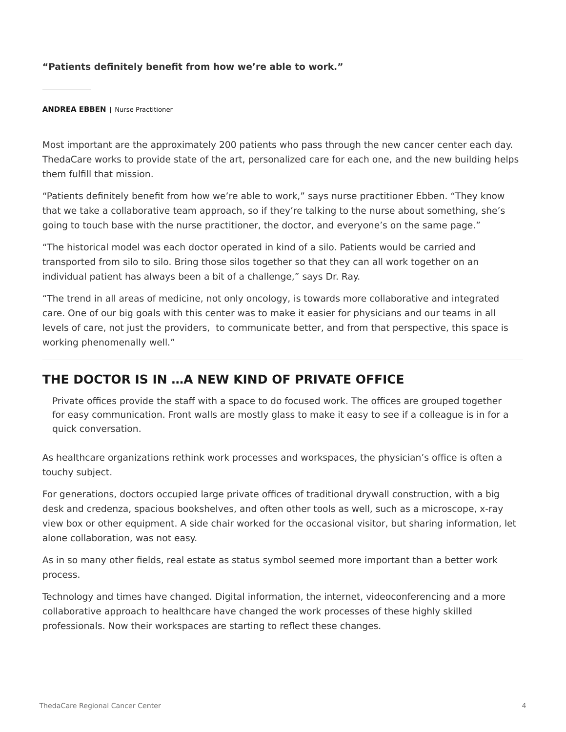**“Patients definitely benefit from how we’re able to work.”**

**ANDREA EBBEN** | Nurse Practitioner

Most important are the approximately 200 patients who pass through the new cancer center each day. ThedaCare works to provide state of the art, personalized care for each one, and the new building helps them fulfill that mission.

“Patients definitely benefit from how we’re able to work,” says nurse practitioner Ebben. “They know that we take a collaborative team approach, so if they’re talking to the nurse about something, she’s going to touch base with the nurse practitioner, the doctor, and everyone’s on the same page.”

“The historical model was each doctor operated in kind of a silo. Patients would be carried and transported from silo to silo. Bring those silos together so that they can all work together on an individual patient has always been a bit of a challenge,” says Dr. Ray.

“The trend in all areas of medicine, not only oncology, is towards more collaborative and integrated care. One of our big goals with this center was to make it easier for physicians and our teams in all levels of care, not just the providers, to communicate better, and from that perspective, this space is working phenomenally well.”

## THE DOCTOR IS IN …A NEW KIND OF PRIVATE OFFICE

Private offices provide the staff with a space to do focused work. The offices are grouped together for easy communication. Front walls are mostly glass to make it easy to see if a colleague is in for a quick conversation.

As healthcare organizations rethink work processes and workspaces, the physician’s office is often a touchy subject.

For generations, doctors occupied large private offices of traditional drywall construction, with a big desk and credenza, spacious bookshelves, and often other tools as well, such as a microscope, x-ray view box or other equipment. A side chair worked for the occasional visitor, but sharing information, let alone collaboration, was not easy.

As in so many other fields, real estate as status symbol seemed more important than a better work process.

Technology and times have changed. Digital information, the internet, videoconferencing and a more collaborative approach to healthcare have changed the work processes of these highly skilled professionals. Now their workspaces are starting to reflect these changes.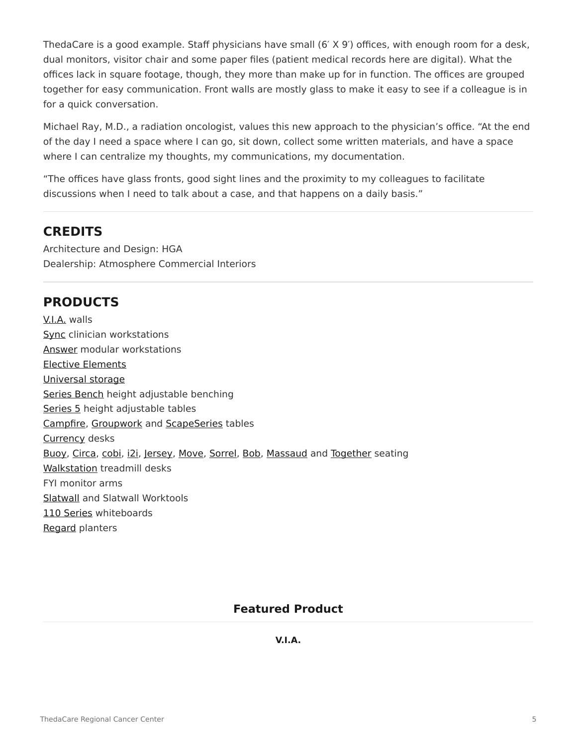ThedaCare is a good example. Staff physicians have small (6′ X 9′) offices, with enough room for a desk, dual monitors, visitor chair and some paper files (patient medical records here are digital). What the offices lack in square footage, though, they more than make up for in function. The offices are grouped together for easy communication. Front walls are mostly glass to make it easy to see if a colleague is in for a quick conversation.

Michael Ray, M.D., a radiation oncologist, values this new approach to the physician's office. "At the end of the day I need a space where I can go, sit down, collect some written materials, and have a space where I can centralize my thoughts, my communications, my documentation.

"The offices have glass fronts, good sight lines and the proximity to my colleagues to facilitate discussions when I need to talk about a case, and that happens on a daily basis."

---

## CREDITS

Architecture and Design: HGA
Dealership: Atmosphere Commercial Interiors

---

## PRODUCTS

V.I.A. walls
Sync clinician workstations
Answer modular workstations
Elective Elements
Universal storage
Series Bench height adjustable benching
Series 5 height adjustable tables
Campfire, Groupwork and ScapeSeries tables
Currency desks
Buoy, Circa, cobi, i2i, Jersey, Move, Sorrel, Bob, Massaud and Together seating
Walkstation treadmill desks
FYI monitor arms
Slatwall and Slatwall Worktools
110 Series whiteboards
Regard planters

### Featured Product

**V.I.A.**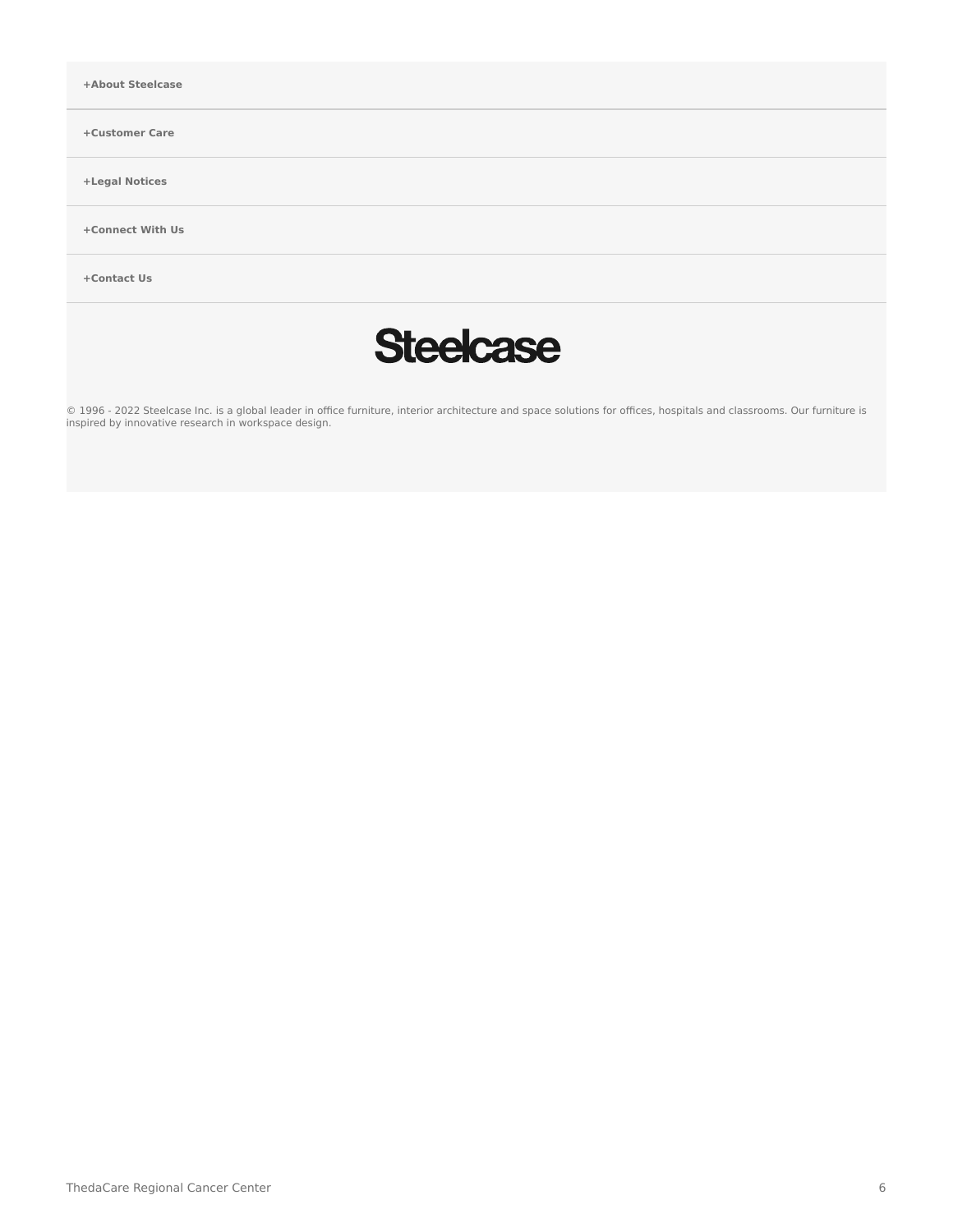**+About Steelcase**

**+Customer Care**

**+Legal Notices**

**+Connect With Us**

**+Contact Us**

Steelcase

© 1996 - 2022 Steelcase Inc. is a global leader in office furniture, interior architecture and space solutions for offices, hospitals and classrooms. Our furniture is inspired by innovative research in workspace design.